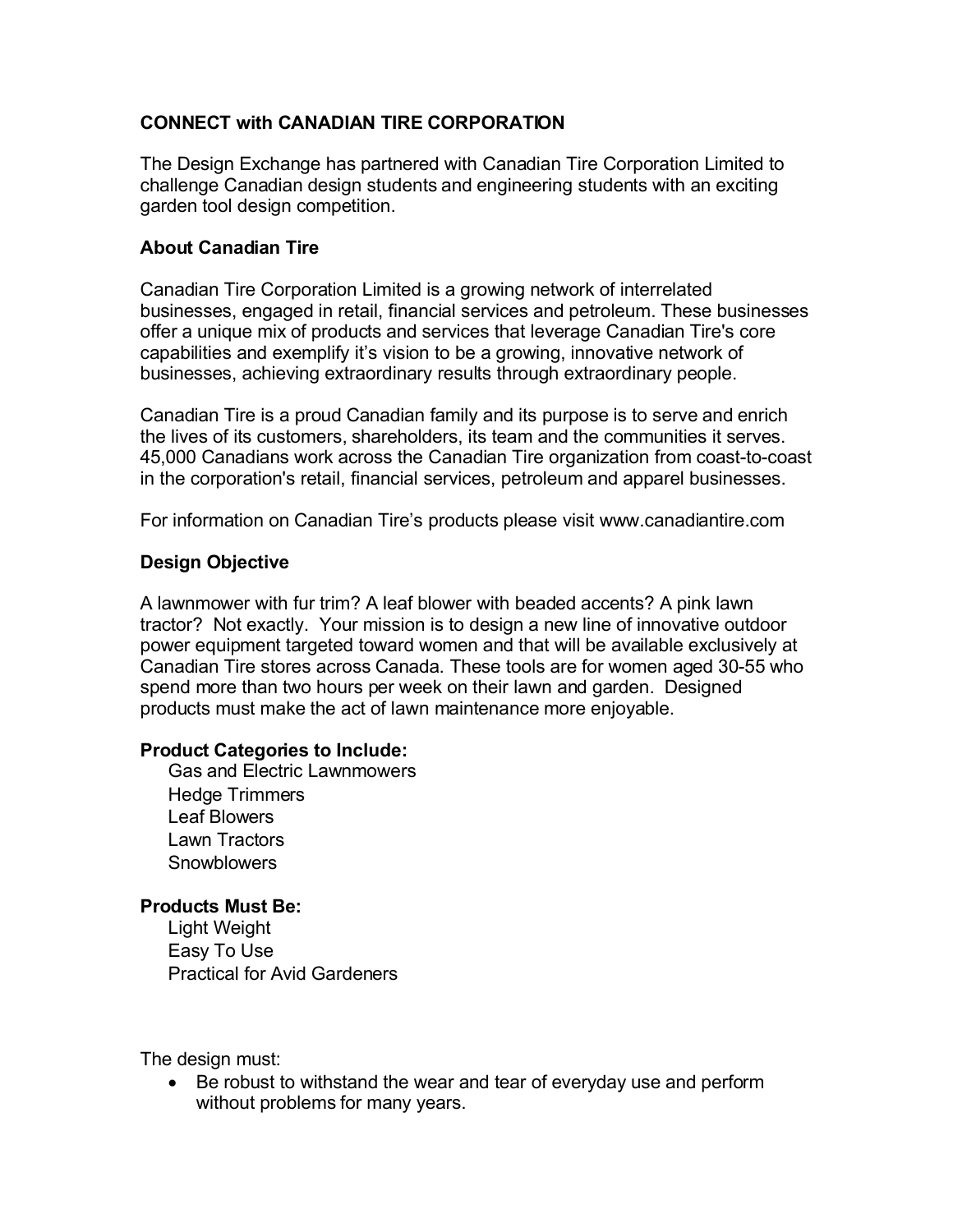**CONNECT with CANADIAN TIRE CORPORATION**

The Design Exchange has partnered with Canadian Tire Corporation Limited to challenge Canadian design students and engineering students with an exciting garden tool design competition.

**About Canadian Tire**

Canadian Tire Corporation Limited is a growing network of interrelated businesses, engaged in retail, financial services and petroleum. These businesses offer a unique mix of products and services that leverage Canadian Tire's core capabilities and exemplify it's vision to be a growing, innovative network of businesses, achieving extraordinary results through extraordinary people.

Canadian Tire is a proud Canadian family and its purpose is to serve and enrich the lives of its customers, shareholders, its team and the communities it serves. 45,000 Canadians work across the Canadian Tire organization from coast-to-coast in the corporation's retail, financial services, petroleum and apparel businesses.

For information on Canadian Tire's products please visit www.canadiantire.com

**Design Objective**

A lawnmower with fur trim? A leaf blower with beaded accents? A pink lawn tractor? Not exactly. Your mission is to design a new line of innovative outdoor power equipment targeted toward women and that will be available exclusively at Canadian Tire stores across Canada. These tools are for women aged 30-55 who spend more than two hours per week on their lawn and garden. Designed products must make the act of lawn maintenance more enjoyable.

**Product Categories to Include:**

Gas and Electric Lawnmowers
Hedge Trimmers
Leaf Blowers
Lawn Tractors
Snowblowers

**Products Must Be:**

Light Weight
Easy To Use
Practical for Avid Gardeners

The design must:

- Be robust to withstand the wear and tear of everyday use and perform without problems for many years.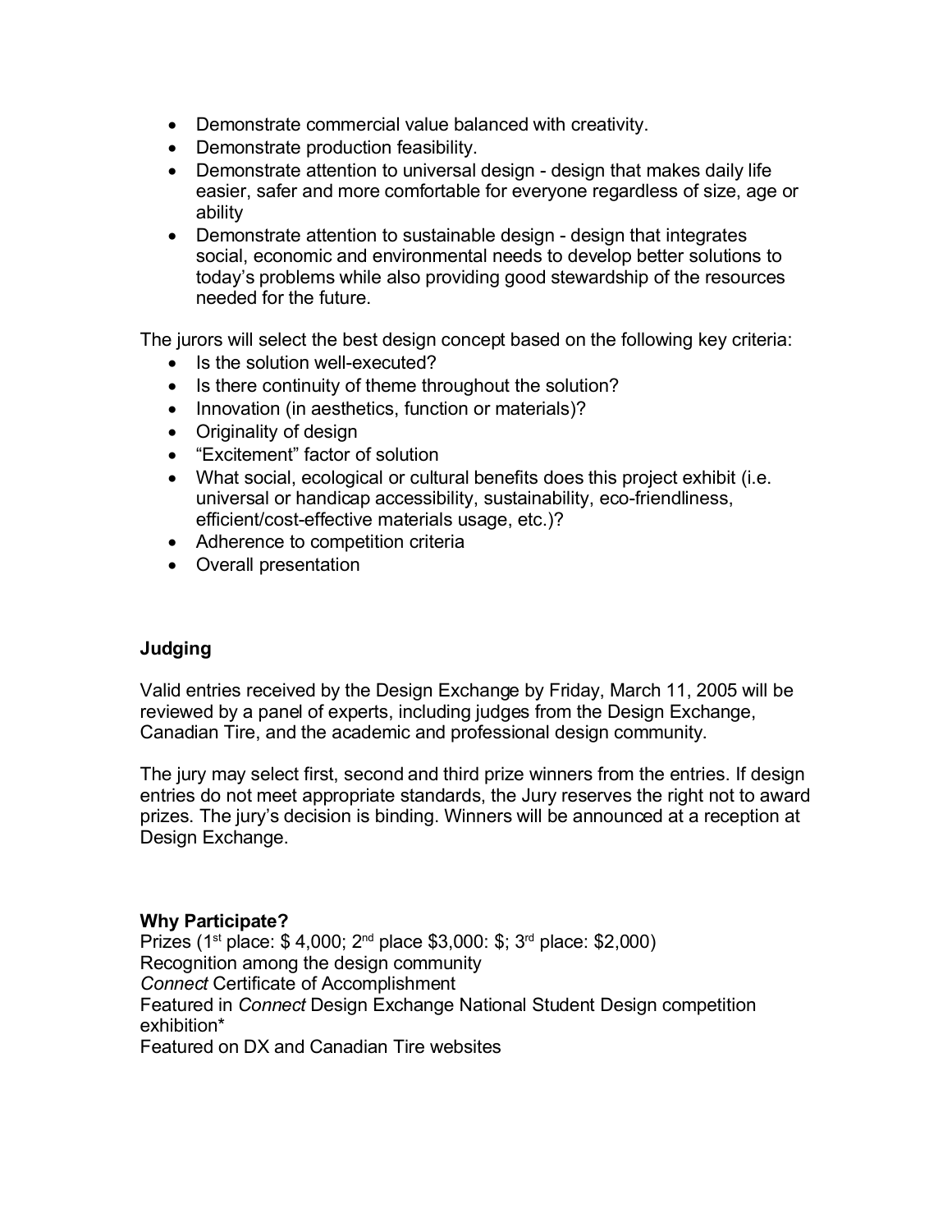- Demonstrate commercial value balanced with creativity.
- Demonstrate production feasibility.
- Demonstrate attention to universal design - design that makes daily life easier, safer and more comfortable for everyone regardless of size, age or ability
- Demonstrate attention to sustainable design - design that integrates social, economic and environmental needs to develop better solutions to today's problems while also providing good stewardship of the resources needed for the future.

The jurors will select the best design concept based on the following key criteria:

- Is the solution well-executed?
- Is there continuity of theme throughout the solution?
- Innovation (in aesthetics, function or materials)?
- Originality of design
- "Excitement" factor of solution
- What social, ecological or cultural benefits does this project exhibit (i.e. universal or handicap accessibility, sustainability, eco-friendliness, efficient/cost-effective materials usage, etc.)?
- Adherence to competition criteria
- Overall presentation

**Judging**

Valid entries received by the Design Exchange by Friday, March 11, 2005 will be reviewed by a panel of experts, including judges from the Design Exchange, Canadian Tire, and the academic and professional design community.

The jury may select first, second and third prize winners from the entries. If design entries do not meet appropriate standards, the Jury reserves the right not to award prizes. The jury's decision is binding. Winners will be announced at a reception at Design Exchange.

**Why Participate?**

Prizes (1st place: $ 4,000; 2nd place $3,000: $; 3rd place: $2,000)
Recognition among the design community
*Connect* Certificate of Accomplishment
Featured in *Connect* Design Exchange National Student Design competition exhibition*
Featured on DX and Canadian Tire websites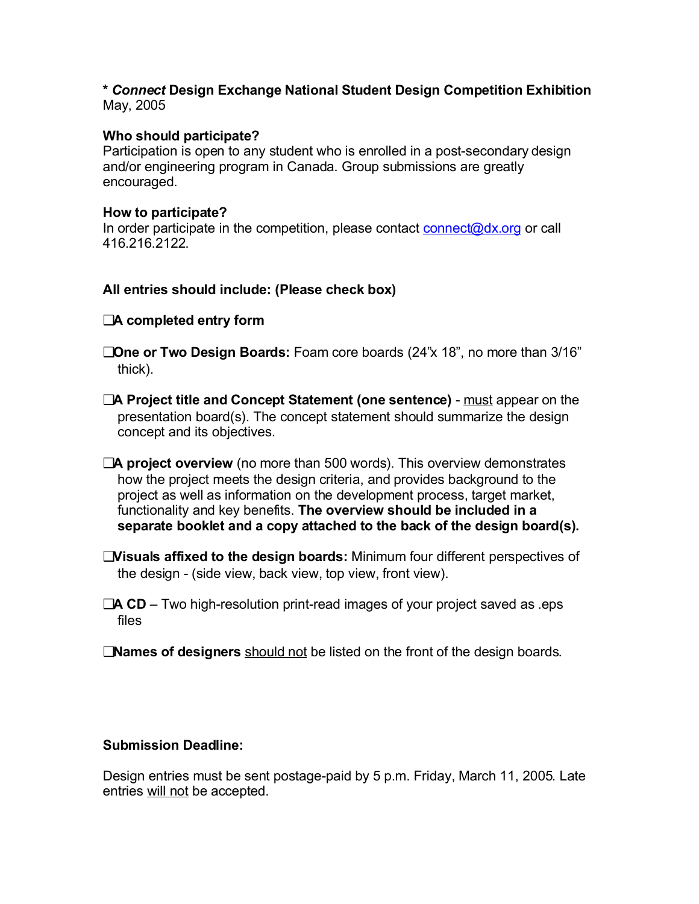**\* *Connect* Design Exchange National Student Design Competition Exhibition**
May, 2005

**Who should participate?**
Participation is open to any student who is enrolled in a post-secondary design and/or engineering program in Canada. Group submissions are greatly encouraged.

**How to participate?**
In order participate in the competition, please contact connect@dx.org or call 416.216.2122.

**All entries should include: (Please check box)**

- ❑ **A completed entry form**
- ❑ **One or Two Design Boards:** Foam core boards (24"x 18", no more than 3/16" thick).
- ❑ **A Project title and Concept Statement (one sentence)** - <u>must</u> appear on the presentation board(s). The concept statement should summarize the design concept and its objectives.
- ❑ **A project overview** (no more than 500 words). This overview demonstrates how the project meets the design criteria, and provides background to the project as well as information on the development process, target market, functionality and key benefits. **The overview should be included in a separate booklet and a copy attached to the back of the design board(s).**
- ❑ **Visuals affixed to the design boards:** Minimum four different perspectives of the design - (side view, back view, top view, front view).
- ❑ **A CD** – Two high-resolution print-read images of your project saved as .eps files
- ❑ **Names of designers** <u>should not</u> be listed on the front of the design boards.

**Submission Deadline:**

Design entries must be sent postage-paid by 5 p.m. Friday, March 11, 2005. Late entries <u>will not</u> be accepted.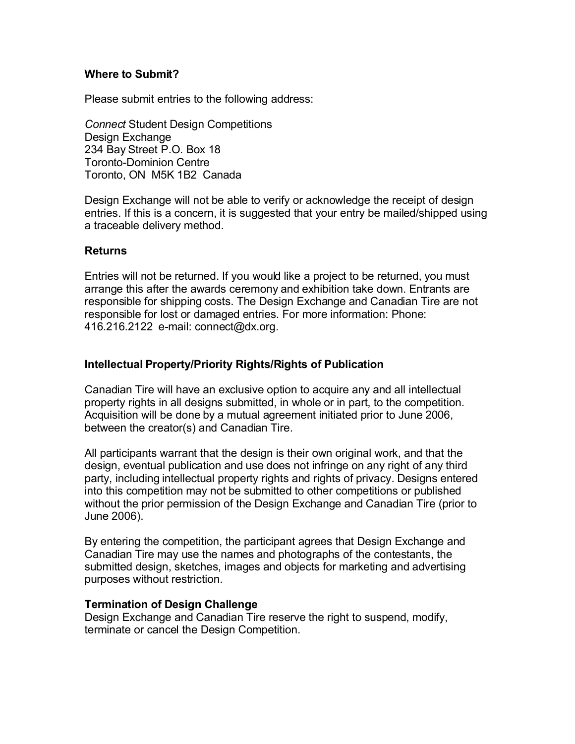### Where to Submit?

Please submit entries to the following address:

*Connect* Student Design Competitions
Design Exchange
234 Bay Street P.O. Box 18
Toronto-Dominion Centre
Toronto, ON M5K 1B2 Canada

Design Exchange will not be able to verify or acknowledge the receipt of design entries. If this is a concern, it is suggested that your entry be mailed/shipped using a traceable delivery method.

### Returns

Entries <u>will not</u> be returned. If you would like a project to be returned, you must arrange this after the awards ceremony and exhibition take down. Entrants are responsible for shipping costs. The Design Exchange and Canadian Tire are not responsible for lost or damaged entries. For more information: Phone: 416.216.2122 e-mail: connect@dx.org.

### Intellectual Property/Priority Rights/Rights of Publication

Canadian Tire will have an exclusive option to acquire any and all intellectual property rights in all designs submitted, in whole or in part, to the competition. Acquisition will be done by a mutual agreement initiated prior to June 2006, between the creator(s) and Canadian Tire.

All participants warrant that the design is their own original work, and that the design, eventual publication and use does not infringe on any right of any third party, including intellectual property rights and rights of privacy. Designs entered into this competition may not be submitted to other competitions or published without the prior permission of the Design Exchange and Canadian Tire (prior to June 2006).

By entering the competition, the participant agrees that Design Exchange and Canadian Tire may use the names and photographs of the contestants, the submitted design, sketches, images and objects for marketing and advertising purposes without restriction.

### Termination of Design Challenge

Design Exchange and Canadian Tire reserve the right to suspend, modify, terminate or cancel the Design Competition.